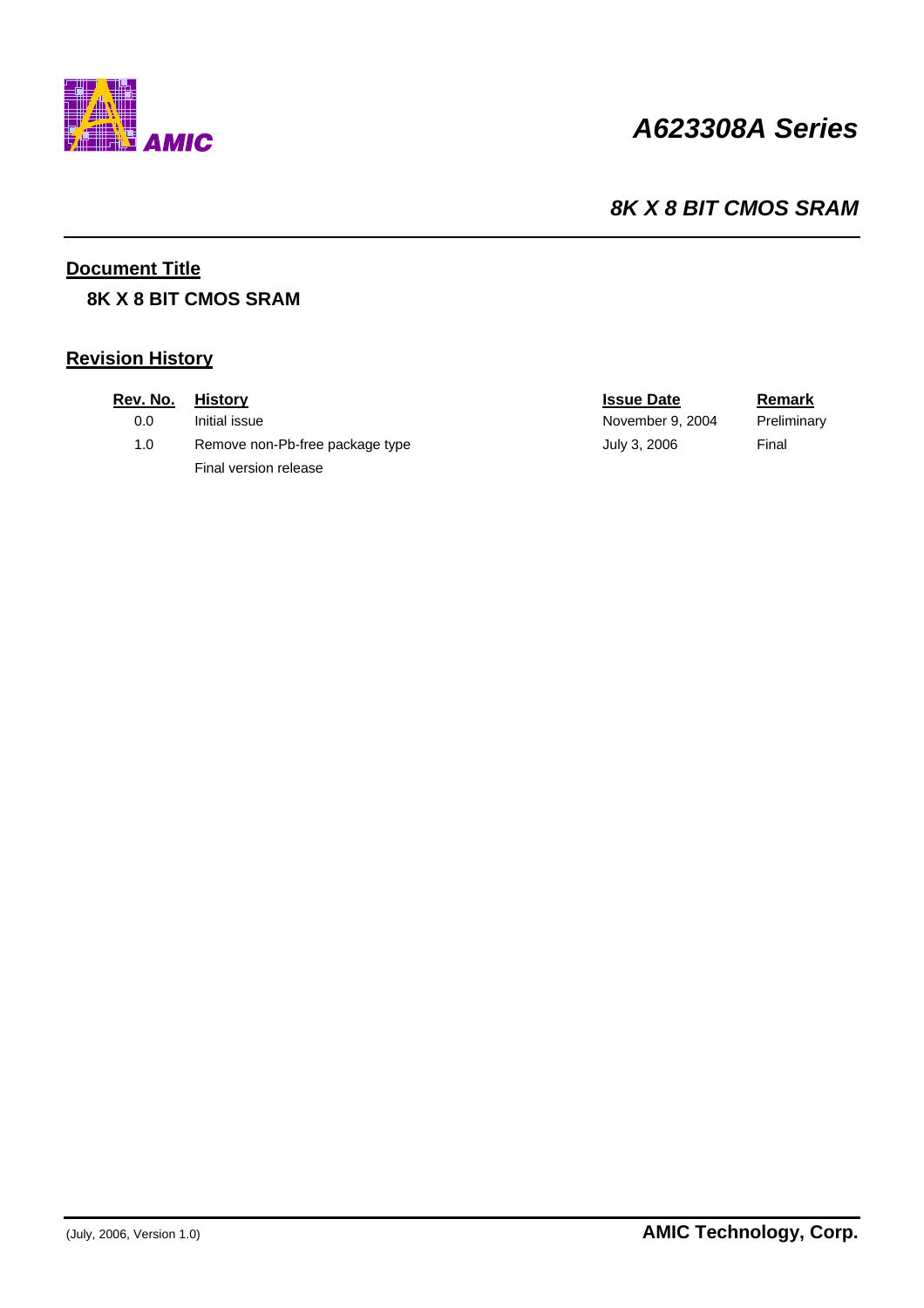# A623308A Series

## 8K X 8 BIT CMOS SRAM

### Document Title

**8K X 8 BIT CMOS SRAM**

### Revision History

| Rev. No. | History | Issue Date | Remark |
|---|---|---|---|
| 0.0 | Initial issue | November 9, 2004 | Preliminary |
| 1.0 | Remove non-Pb-free package type<br>Final version release | July 3, 2006 | Final |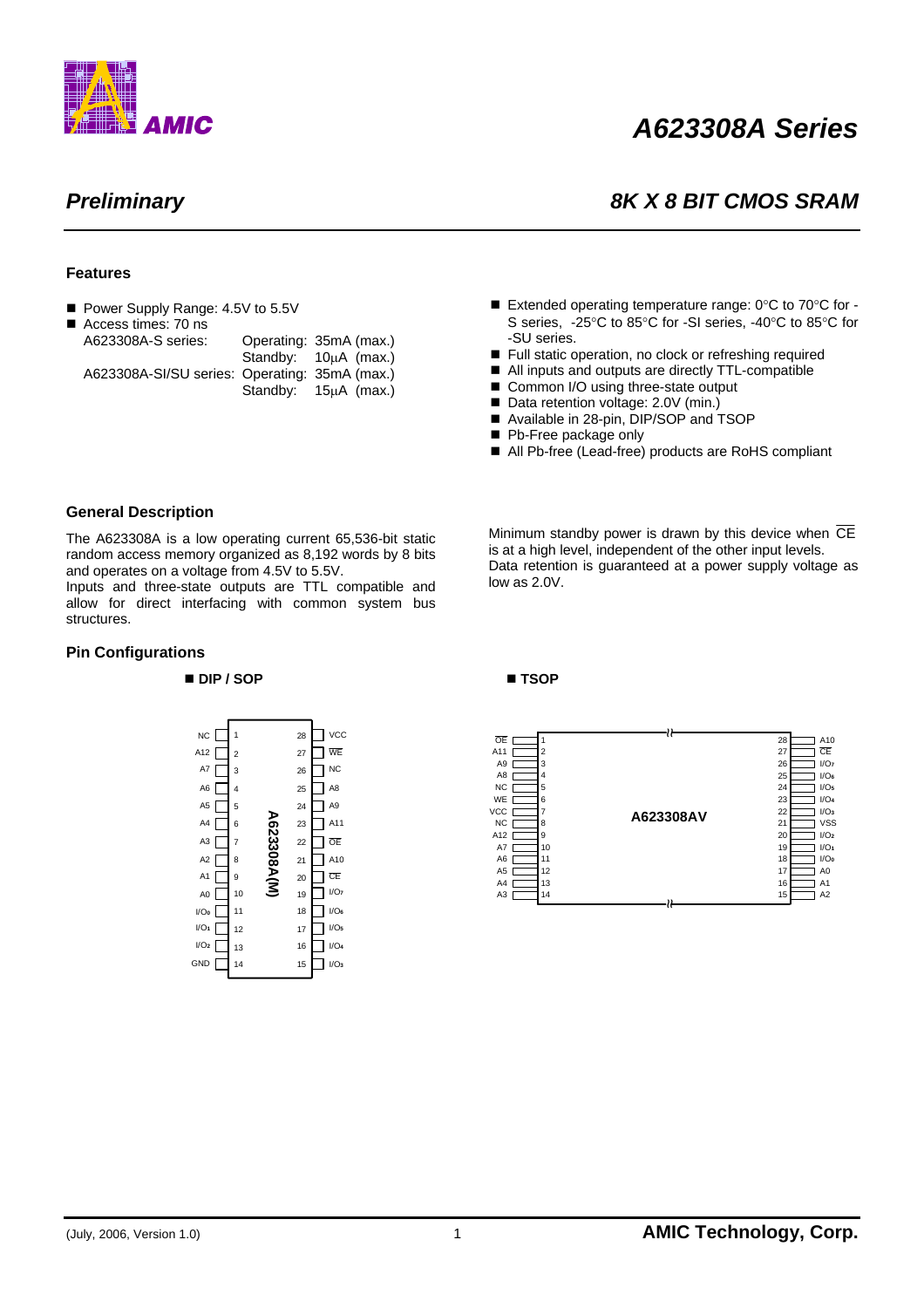# A623308A Series

## *Preliminary*

## *8K X 8 BIT CMOS SRAM*

### Features

- Power Supply Range: 4.5V to 5.5V
- Access times: 70 ns

| | | |
|---|---|---|
| A623308A-S series: | Operating: | 35mA (max.) |
| | Standby: | 10μA (max.) |
| A623308A-SI/SU series: | Operating: | 35mA (max.) |
| | Standby: | 15μA (max.) |

- Extended operating temperature range: 0°C to 70°C for -S series, -25°C to 85°C for -SI series, -40°C to 85°C for -SU series.
- Full static operation, no clock or refreshing required
- All inputs and outputs are directly TTL-compatible
- Common I/O using three-state output
- Data retention voltage: 2.0V (min.)
- Available in 28-pin, DIP/SOP and TSOP
- Pb-Free package only
- All Pb-free (Lead-free) products are RoHS compliant

### General Description

The A623308A is a low operating current 65,536-bit static random access memory organized as 8,192 words by 8 bits and operates on a voltage from 4.5V to 5.5V.

Inputs and three-state outputs are TTL compatible and allow for direct interfacing with common system bus structures.

Minimum standby power is drawn by this device when $\overline{CE}$ is at a high level, independent of the other input levels.

Data retention is guaranteed at a power supply voltage as low as 2.0V.

### Pin Configurations

**DIP / SOP** (A623308A(M))

| Pin Name | Pin No. | Pin No. | Pin Name |
|---|---|---|---|
| NC | 1 | 28 | VCC |
| A12 | 2 | 27 | $\overline{WE}$ |
| A7 | 3 | 26 | NC |
| A6 | 4 | 25 | A8 |
| A5 | 5 | 24 | A9 |
| A4 | 6 | 23 | A11 |
| A3 | 7 | 22 | $\overline{OE}$ |
| A2 | 8 | 21 | A10 |
| A1 | 9 | 20 | $\overline{CE}$ |
| A0 | 10 | 19 | $I/O_7$ |
| $I/O_0$ | 11 | 18 | $I/O_6$ |
| $I/O_1$ | 12 | 17 | $I/O_5$ |
| $I/O_2$ | 13 | 16 | $I/O_4$ |
| GND | 14 | 15 | $I/O_3$ |

**TSOP** (A623308AV)

| Pin Name | Pin No. | Pin No. | Pin Name |
|---|---|---|---|
| $\overline{OE}$ | 1 | 28 | A10 |
| A11 | 2 | 27 | $\overline{CE}$ |
| A9 | 3 | 26 | $I/O_7$ |
| A8 | 4 | 25 | $I/O_6$ |
| NC | 5 | 24 | $I/O_5$ |
| WE | 6 | 23 | $I/O_4$ |
| VCC | 7 | 22 | $I/O_3$ |
| NC | 8 | 21 | VSS |
| A12 | 9 | 20 | $I/O_2$ |
| A7 | 10 | 19 | $I/O_1$ |
| A6 | 11 | 18 | $I/O_0$ |
| A5 | 12 | 17 | A0 |
| A4 | 13 | 16 | A1 |
| A3 | 14 | 15 | A2 |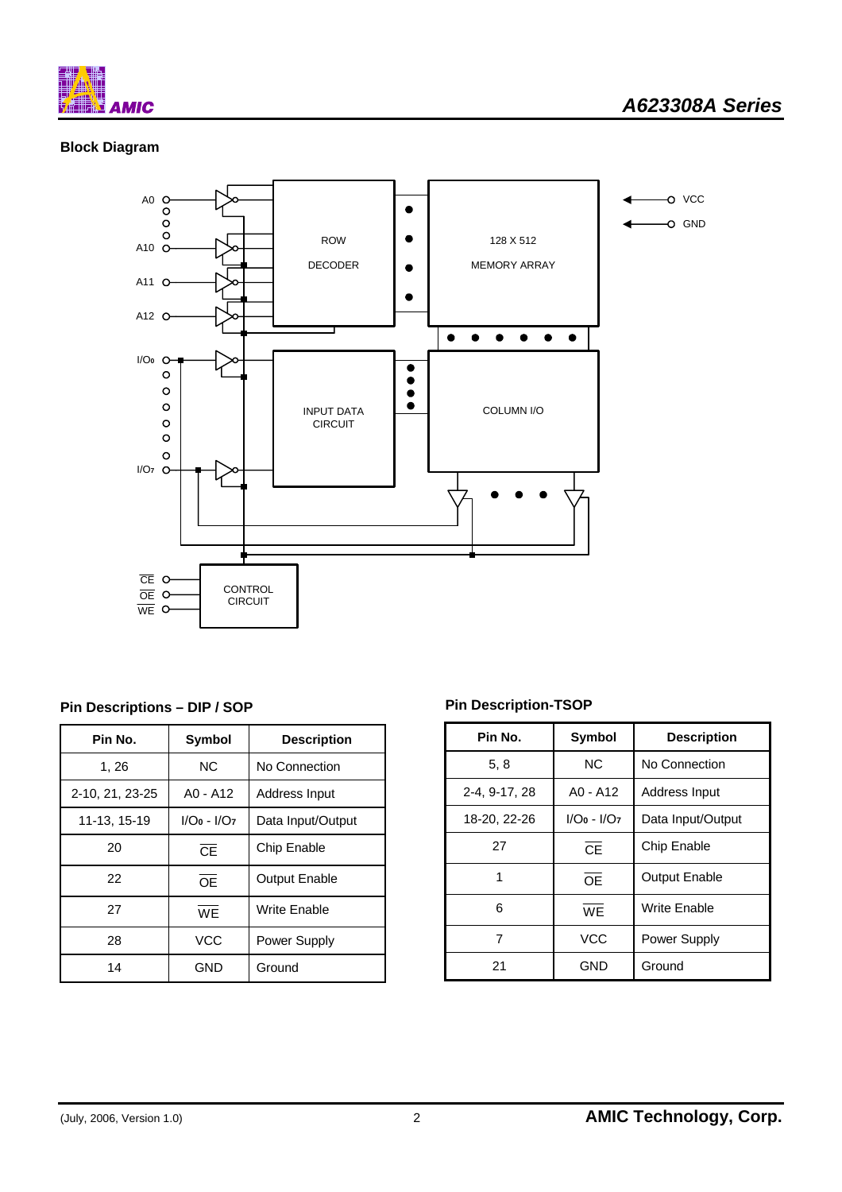## Block Diagram

A0
A10
A11
A12

ROW
DECODER

128 X 512
MEMORY ARRAY

VCC
GND

I/O0
I/O7

INPUT DATA
CIRCUIT

COLUMN I/O

$\overline{CE}$
$\overline{OE}$
$\overline{WE}$

CONTROL
CIRCUIT

### Pin Descriptions – DIP / SOP

| Pin No. | Symbol | Description |
|---|---|---|
| 1, 26 | NC | No Connection |
| 2-10, 21, 23-25 | A0 - A12 | Address Input |
| 11-13, 15-19 | $I/O_0$ - $I/O_7$ | Data Input/Output |
| 20 | $\overline{CE}$ | Chip Enable |
| 22 | $\overline{OE}$ | Output Enable |
| 27 | $\overline{WE}$ | Write Enable |
| 28 | VCC | Power Supply |
| 14 | GND | Ground |

### Pin Description-TSOP

| Pin No. | Symbol | Description |
|---|---|---|
| 5, 8 | NC | No Connection |
| 2-4, 9-17, 28 | A0 - A12 | Address Input |
| 18-20, 22-26 | $I/O_0$ - $I/O_7$ | Data Input/Output |
| 27 | $\overline{CE}$ | Chip Enable |
| 1 | $\overline{OE}$ | Output Enable |
| 6 | $\overline{WE}$ | Write Enable |
| 7 | VCC | Power Supply |
| 21 | GND | Ground |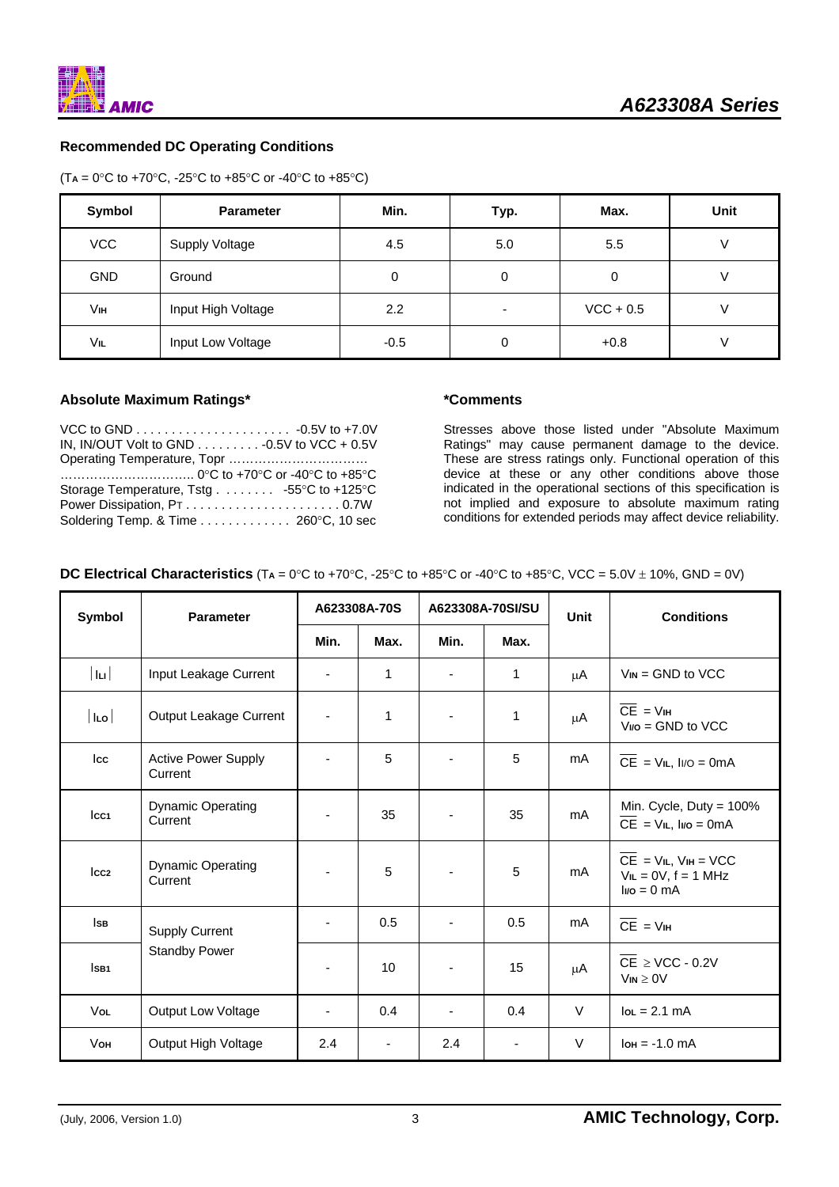### Recommended DC Operating Conditions

($T_A$ = 0°C to +70°C, -25°C to +85°C or -40°C to +85°C)

| Symbol | Parameter | Min. | Typ. | Max. | Unit |
|---|---|---|---|---|---|
| VCC | Supply Voltage | 4.5 | 5.0 | 5.5 | V |
| GND | Ground | 0 | 0 | 0 | V |
| $V_{IH}$ | Input High Voltage | 2.2 | - | VCC + 0.5 | V |
| $V_{IL}$ | Input Low Voltage | -0.5 | 0 | +0.8 | V |

### Absolute Maximum Ratings*

VCC to GND . . . . . . . . . . . . . . . . . . . . . . -0.5V to +7.0V
IN, IN/OUT Volt to GND . . . . . . . . . -0.5V to VCC + 0.5V
Operating Temperature, Topr ……………………………
…………………………… 0°C to +70°C or -40°C to +85°C
Storage Temperature, Tstg . . . . . . . . -55°C to +125°C
Power Dissipation, $P_T$ . . . . . . . . . . . . . . . . . . . . . . 0.7W
Soldering Temp. & Time . . . . . . . . . . . . . 260°C, 10 sec

### *Comments

Stresses above those listed under "Absolute Maximum Ratings" may cause permanent damage to the device. These are stress ratings only. Functional operation of this device at these or any other conditions above those indicated in the operational sections of this specification is not implied and exposure to absolute maximum rating conditions for extended periods may affect device reliability.

**DC Electrical Characteristics** ($T_A$ = 0°C to +70°C, -25°C to +85°C or -40°C to +85°C, VCC = 5.0V ± 10%, GND = 0V)

| Symbol | Parameter | A623308A-70S | | A623308A-70SI/SU | | Unit | Conditions |
|---|---|---|---|---|---|---|---|
| | | Min. | Max. | Min. | Max. | | |
| $\lvert I_{LI} \rvert$ | Input Leakage Current | - | 1 | - | 1 | μA | $V_{IN}$ = GND to VCC |
| $\lvert I_{LO} \rvert$ | Output Leakage Current | - | 1 | - | 1 | μA | $\overline{CE}$ = $V_{IH}$, $V_{I/O}$ = GND to VCC |
| $I_{CC}$ | Active Power Supply Current | - | 5 | - | 5 | mA | $\overline{CE}$ = $V_{IL}$, $I_{I/O}$ = 0mA |
| $I_{CC1}$ | Dynamic Operating Current | - | 35 | - | 35 | mA | Min. Cycle, Duty = 100%, $\overline{CE}$ = $V_{IL}$, $I_{I/O}$ = 0mA |
| $I_{CC2}$ | Dynamic Operating Current | - | 5 | - | 5 | mA | $\overline{CE}$ = $V_{IL}$, $V_{IH}$ = VCC, $V_{IL}$ = 0V, f = 1 MHz, $I_{I/O}$ = 0 mA |
| $I_{SB}$ | Supply Current Standby Power | - | 0.5 | - | 0.5 | mA | $\overline{CE}$ = $V_{IH}$ |
| $I_{SB1}$ | | - | 10 | - | 15 | μA | $\overline{CE}$ ≥ VCC - 0.2V, $V_{IN}$ ≥ 0V |
| $V_{OL}$ | Output Low Voltage | - | 0.4 | - | 0.4 | V | $I_{OL}$ = 2.1 mA |
| $V_{OH}$ | Output High Voltage | 2.4 | - | 2.4 | - | V | $I_{OH}$ = -1.0 mA |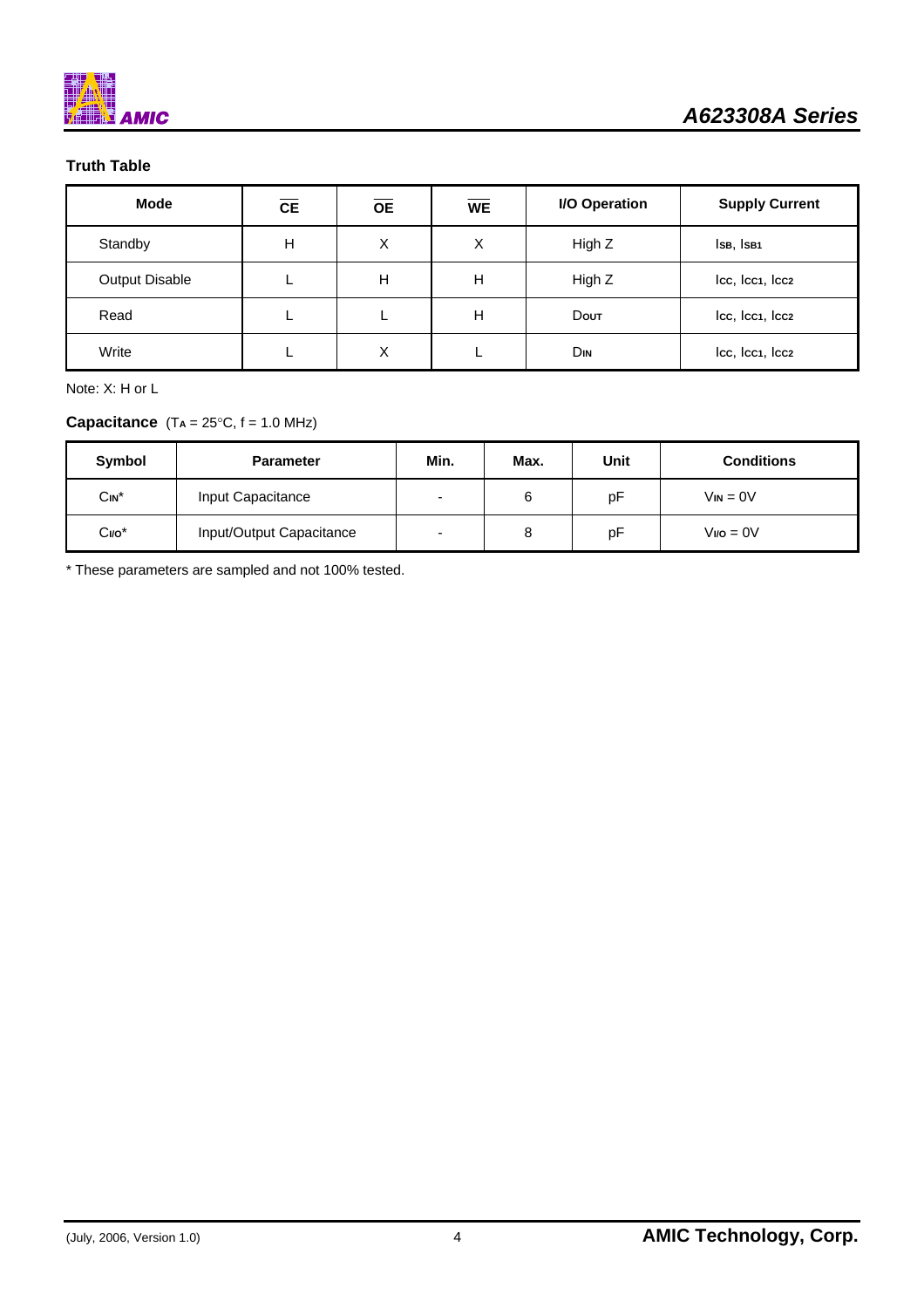### Truth Table

| Mode | $\overline{CE}$ | $\overline{OE}$ | $\overline{WE}$ | I/O Operation | Supply Current |
|---|---|---|---|---|---|
| Standby | H | X | X | High Z | $I_{SB}$, $I_{SB1}$ |
| Output Disable | L | H | H | High Z | $I_{CC}$, $I_{CC1}$, $I_{CC2}$ |
| Read | L | L | H | $D_{OUT}$ | $I_{CC}$, $I_{CC1}$, $I_{CC2}$ |
| Write | L | X | L | $D_{IN}$ | $I_{CC}$, $I_{CC1}$, $I_{CC2}$ |

Note: X: H or L

### Capacitance ($T_A$ = 25°C, f = 1.0 MHz)

| Symbol | Parameter | Min. | Max. | Unit | Conditions |
|---|---|---|---|---|---|
| $C_{IN}$* | Input Capacitance | - | 6 | pF | $V_{IN}$ = 0V |
| $C_{I/O}$* | Input/Output Capacitance | - | 8 | pF | $V_{I/O}$ = 0V |

* These parameters are sampled and not 100% tested.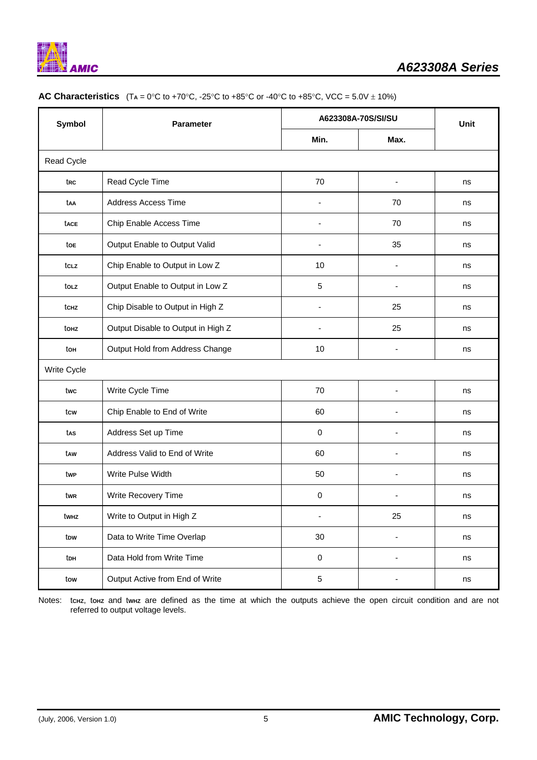## AC Characteristics

($T_A$ = 0°C to +70°C, -25°C to +85°C or -40°C to +85°C, VCC = 5.0V ± 10%)

| Symbol | Parameter | A623308A-70S/SI/SU | | Unit |
|---|---|---|---|---|
| | | Min. | Max. | |
| Read Cycle | | | | |
| $t_{RC}$ | Read Cycle Time | 70 | - | ns |
| $t_{AA}$ | Address Access Time | - | 70 | ns |
| $t_{ACE}$ | Chip Enable Access Time | - | 70 | ns |
| $t_{OE}$ | Output Enable to Output Valid | - | 35 | ns |
| $t_{CLZ}$ | Chip Enable to Output in Low Z | 10 | - | ns |
| $t_{OLZ}$ | Output Enable to Output in Low Z | 5 | - | ns |
| $t_{CHZ}$ | Chip Disable to Output in High Z | - | 25 | ns |
| $t_{OHZ}$ | Output Disable to Output in High Z | - | 25 | ns |
| $t_{OH}$ | Output Hold from Address Change | 10 | - | ns |
| Write Cycle | | | | |
| $t_{WC}$ | Write Cycle Time | 70 | - | ns |
| $t_{CW}$ | Chip Enable to End of Write | 60 | - | ns |
| $t_{AS}$ | Address Set up Time | 0 | - | ns |
| $t_{AW}$ | Address Valid to End of Write | 60 | - | ns |
| $t_{WP}$ | Write Pulse Width | 50 | - | ns |
| $t_{WR}$ | Write Recovery Time | 0 | - | ns |
| $t_{WHZ}$ | Write to Output in High Z | - | 25 | ns |
| $t_{DW}$ | Data to Write Time Overlap | 30 | - | ns |
| $t_{DH}$ | Data Hold from Write Time | 0 | - | ns |
| $t_{OW}$ | Output Active from End of Write | 5 | - | ns |

Notes: $t_{CHZ}$, $t_{OHZ}$ and $t_{WHZ}$ are defined as the time at which the outputs achieve the open circuit condition and are not referred to output voltage levels.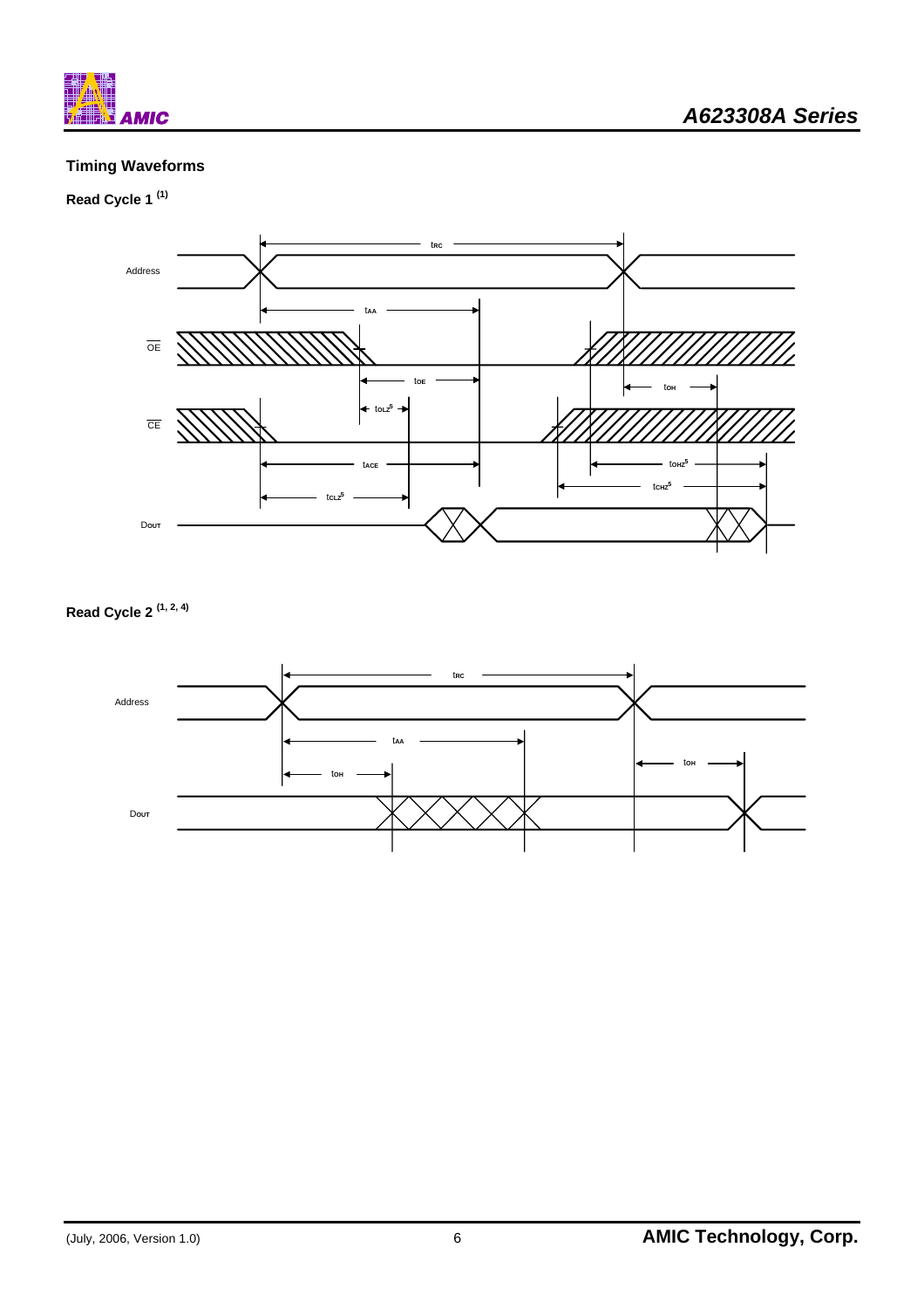## Timing Waveforms

### Read Cycle 1 [1]

### Read Cycle 2 [1, 2, 4]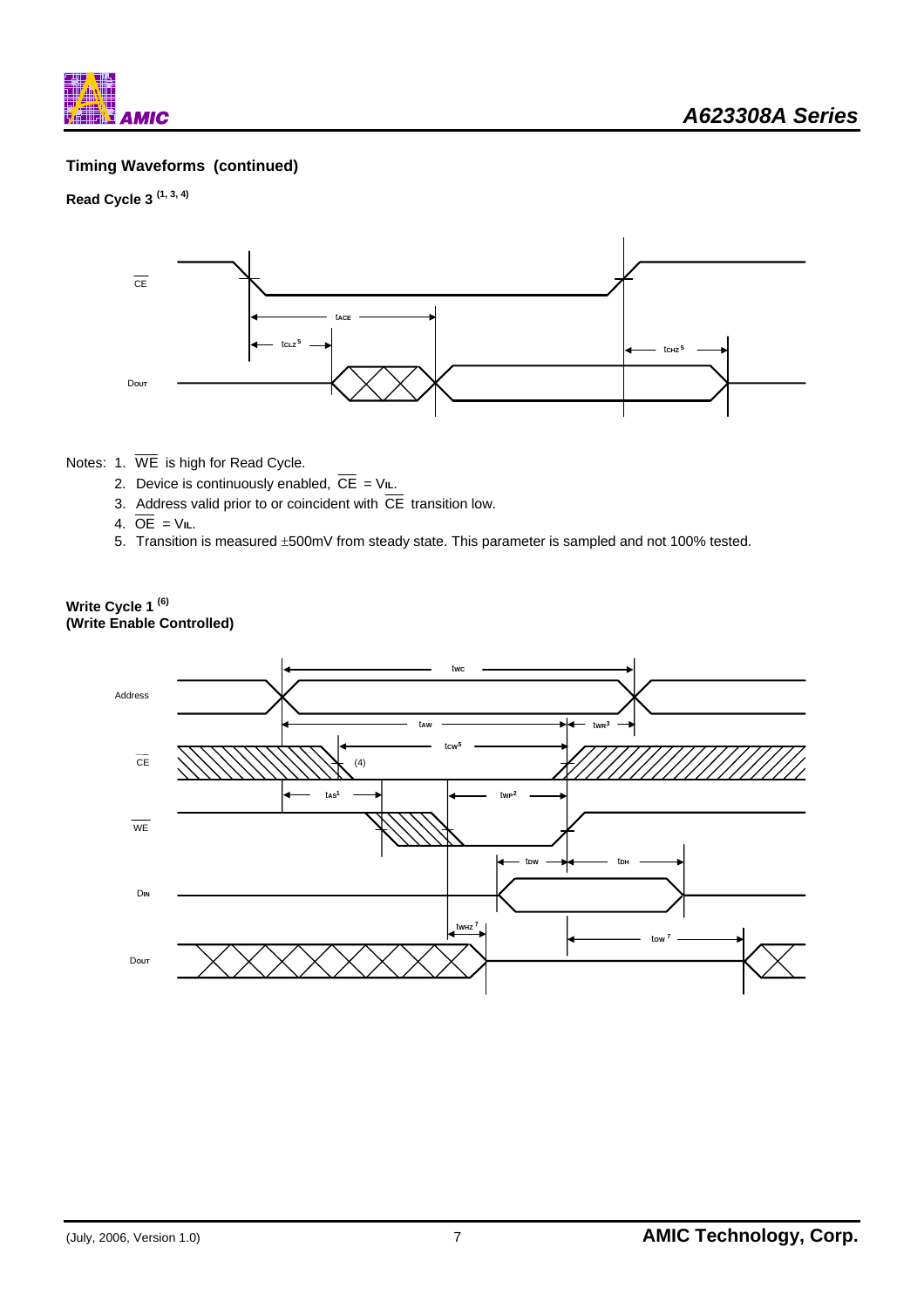## Timing Waveforms (continued)

**Read Cycle 3 (1, 3, 4)**

Notes:
1. $\overline{WE}$ is high for Read Cycle.
2. Device is continuously enabled, $\overline{CE}$ = $V_{IL}$.
3. Address valid prior to or coincident with $\overline{CE}$ transition low.
4. $\overline{OE}$ = $V_{IL}$.
5. Transition is measured ±500mV from steady state. This parameter is sampled and not 100% tested.

**Write Cycle 1 (6)**
**(Write Enable Controlled)**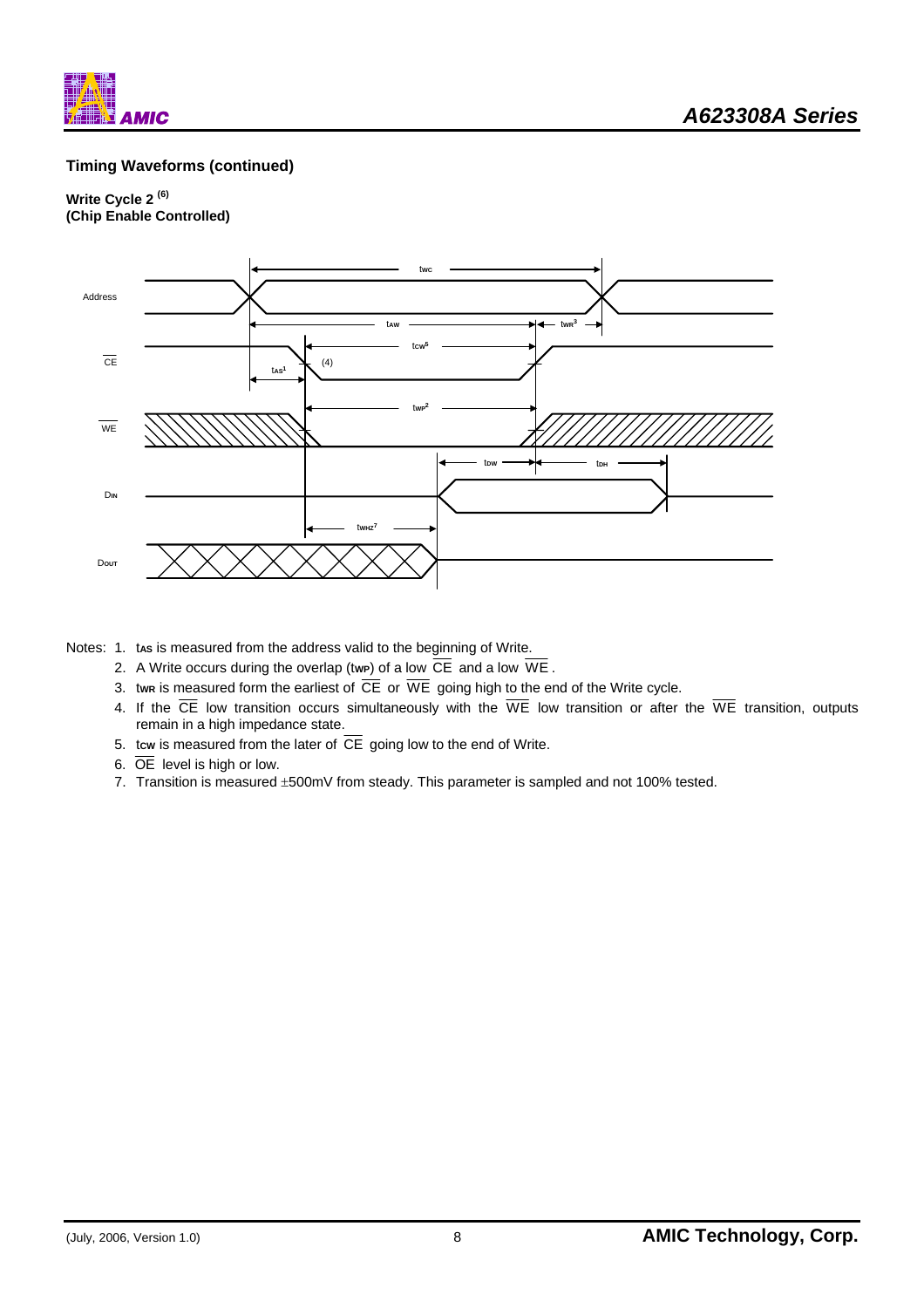### Timing Waveforms (continued)

**Write Cycle 2 (6)**
**(Chip Enable Controlled)**

Notes: 1. $t_{AS}$ is measured from the address valid to the beginning of Write.

2. A Write occurs during the overlap ($t_{WP}$) of a low $\overline{CE}$ and a low $\overline{WE}$.
3. $t_{WR}$ is measured form the earliest of $\overline{CE}$ or $\overline{WE}$ going high to the end of the Write cycle.
4. If the $\overline{CE}$ low transition occurs simultaneously with the $\overline{WE}$ low transition or after the $\overline{WE}$ transition, outputs remain in a high impedance state.
5. $t_{CW}$ is measured from the later of $\overline{CE}$ going low to the end of Write.
6. $\overline{OE}$ level is high or low.
7. Transition is measured ±500mV from steady. This parameter is sampled and not 100% tested.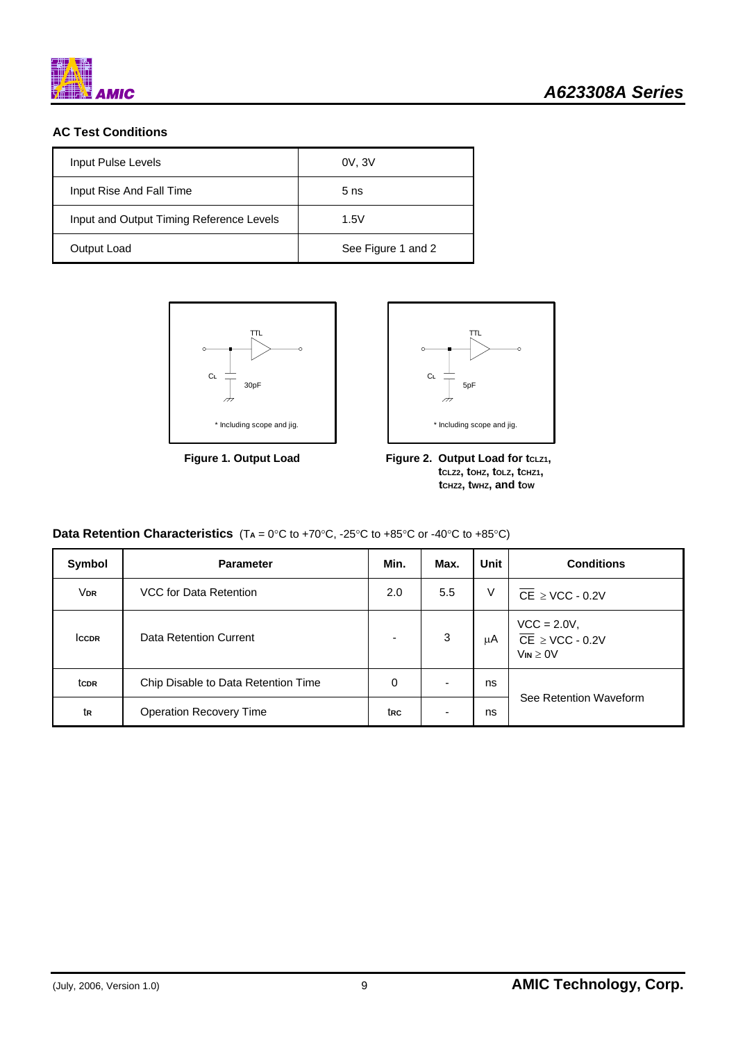## AC Test Conditions

| Input Pulse Levels | 0V, 3V |
|---|---|
| Input Rise And Fall Time | 5 ns |
| Input and Output Timing Reference Levels | 1.5V |
| Output Load | See Figure 1 and 2 |

TTL

$C_L$ 30pF

* Including scope and jig.

**Figure 1. Output Load**

TTL

$C_L$ 5pF

* Including scope and jig.

**Figure 2. Output Load for $t_{CLZ1}$, $t_{CLZ2}$, $t_{OHZ}$, $t_{OLZ}$, $t_{CHZ1}$, $t_{CHZ2}$, $t_{WHZ}$, and $t_{OW}$**

**Data Retention Characteristics** ($T_A$ = 0°C to +70°C, -25°C to +85°C or -40°C to +85°C)

| Symbol | Parameter | Min. | Max. | Unit | Conditions |
|---|---|---|---|---|---|
| $V_{DR}$ | VCC for Data Retention | 2.0 | 5.5 | V | $\overline{CE} \geq$ VCC - 0.2V |
| $I_{CCDR}$ | Data Retention Current | - | 3 | μA | VCC = 2.0V, $\overline{CE} \geq$ VCC - 0.2V $V_{IN} \geq$ 0V |
| $t_{CDR}$ | Chip Disable to Data Retention Time | 0 | - | ns | See Retention Waveform |
| $t_R$ | Operation Recovery Time | $t_{RC}$ | - | ns | |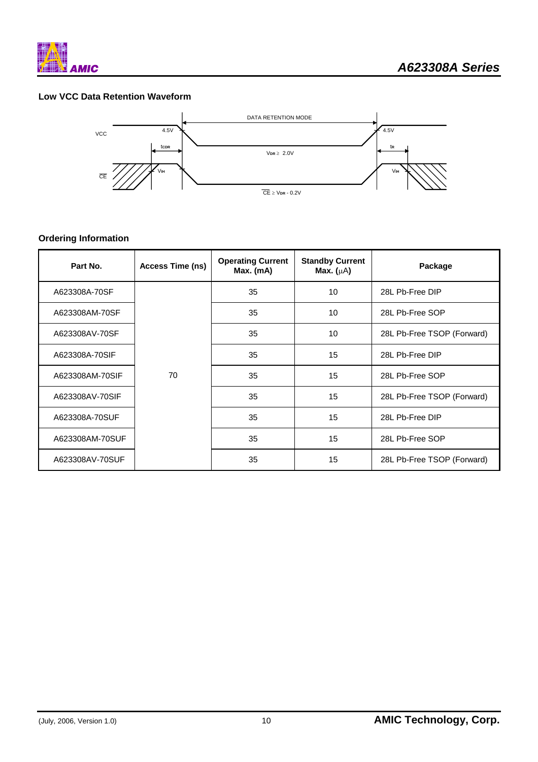### Low VCC Data Retention Waveform

DATA RETENTION MODE

VCC 4.5V 4.5V

$t_{CDR}$ $V_{DR} \geq 2.0V$ $t_R$

$\overline{CE}$ $V_{IH}$ $V_{IH}$

$\overline{CE} \geq V_{DR} - 0.2V$

### Ordering Information

| Part No. | Access Time (ns) | Operating Current Max. (mA) | Standby Current Max. (μA) | Package |
|---|---|---|---|---|
| A623308A-70SF | 70 | 35 | 10 | 28L Pb-Free DIP |
| A623308AM-70SF | 70 | 35 | 10 | 28L Pb-Free SOP |
| A623308AV-70SF | 70 | 35 | 10 | 28L Pb-Free TSOP (Forward) |
| A623308A-70SIF | 70 | 35 | 15 | 28L Pb-Free DIP |
| A623308AM-70SIF | 70 | 35 | 15 | 28L Pb-Free SOP |
| A623308AV-70SIF | 70 | 35 | 15 | 28L Pb-Free TSOP (Forward) |
| A623308A-70SUF | 70 | 35 | 15 | 28L Pb-Free DIP |
| A623308AM-70SUF | 70 | 35 | 15 | 28L Pb-Free SOP |
| A623308AV-70SUF | 70 | 35 | 15 | 28L Pb-Free TSOP (Forward) |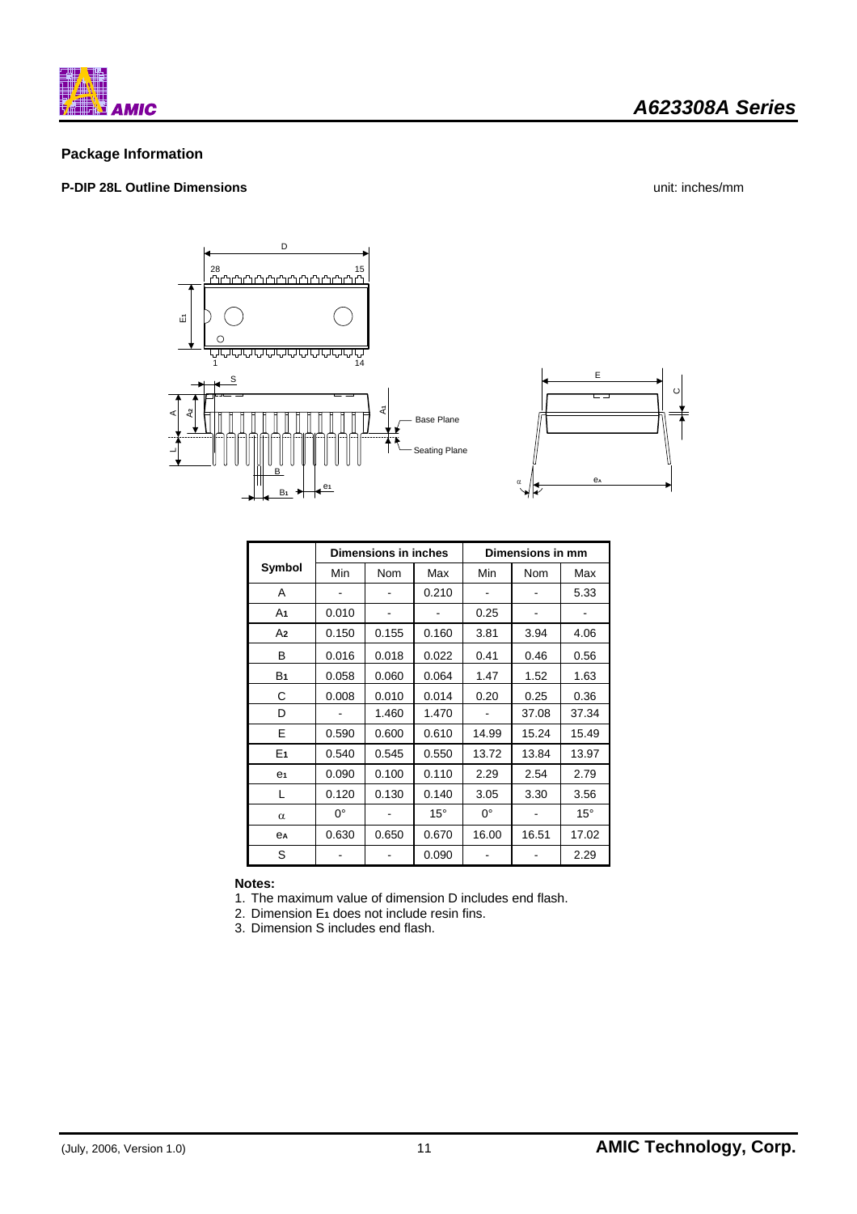## Package Information

**P-DIP 28L Outline Dimensions** unit: inches/mm

| Symbol | Dimensions in inches | | | Dimensions in mm | | |
|---|---|---|---|---|---|---|
| | Min | Nom | Max | Min | Nom | Max |
| A | - | - | 0.210 | - | - | 5.33 |
| $A_1$ | 0.010 | - | - | 0.25 | - | - |
| $A_2$ | 0.150 | 0.155 | 0.160 | 3.81 | 3.94 | 4.06 |
| B | 0.016 | 0.018 | 0.022 | 0.41 | 0.46 | 0.56 |
| $B_1$ | 0.058 | 0.060 | 0.064 | 1.47 | 1.52 | 1.63 |
| C | 0.008 | 0.010 | 0.014 | 0.20 | 0.25 | 0.36 |
| D | - | 1.460 | 1.470 | - | 37.08 | 37.34 |
| E | 0.590 | 0.600 | 0.610 | 14.99 | 15.24 | 15.49 |
| $E_1$ | 0.540 | 0.545 | 0.550 | 13.72 | 13.84 | 13.97 |
| $e_1$ | 0.090 | 0.100 | 0.110 | 2.29 | 2.54 | 2.79 |
| L | 0.120 | 0.130 | 0.140 | 3.05 | 3.30 | 3.56 |
| $\alpha$ | 0° | - | 15° | 0° | - | 15° |
| $e_A$ | 0.630 | 0.650 | 0.670 | 16.00 | 16.51 | 17.02 |
| S | - | - | 0.090 | - | - | 2.29 |

**Notes:**

1. The maximum value of dimension D includes end flash.
2. Dimension $E_1$ does not include resin fins.
3. Dimension S includes end flash.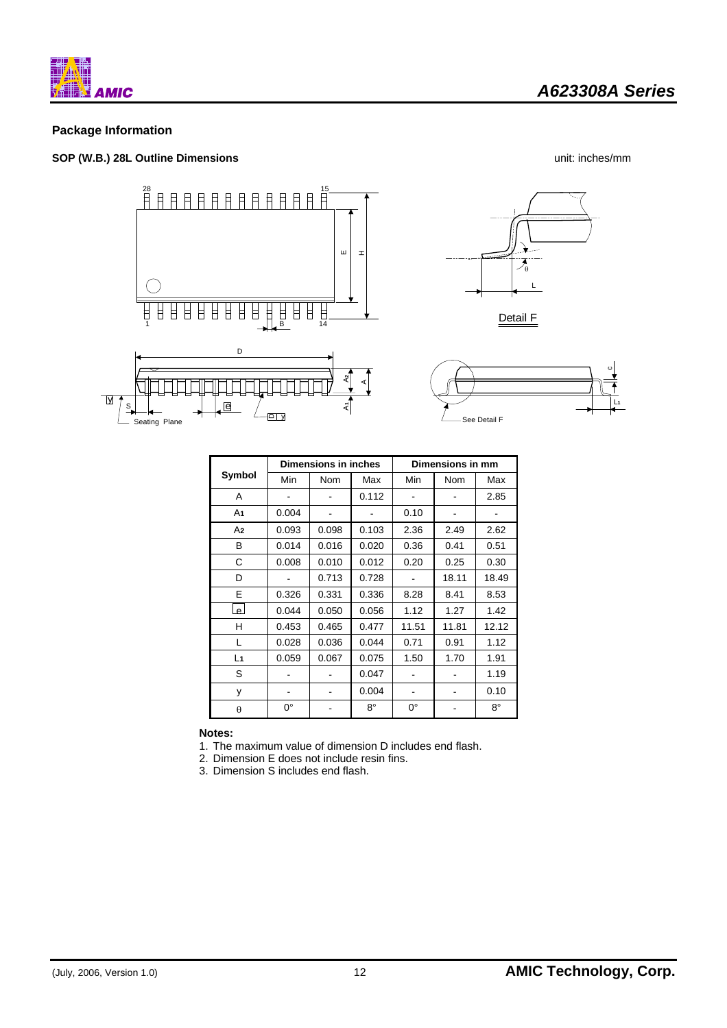## Package Information

**SOP (W.B.) 28L Outline Dimensions**

unit: inches/mm

| Symbol | Dimensions in inches | | | Dimensions in mm | | |
|---|---|---|---|---|---|---|
| | Min | Nom | Max | Min | Nom | Max |
| A | - | - | 0.112 | - | - | 2.85 |
| $A_1$ | 0.004 | - | - | 0.10 | - | - |
| $A_2$ | 0.093 | 0.098 | 0.103 | 2.36 | 2.49 | 2.62 |
| B | 0.014 | 0.016 | 0.020 | 0.36 | 0.41 | 0.51 |
| C | 0.008 | 0.010 | 0.012 | 0.20 | 0.25 | 0.30 |
| D | - | 0.713 | 0.728 | - | 18.11 | 18.49 |
| E | 0.326 | 0.331 | 0.336 | 8.28 | 8.41 | 8.53 |
| e | 0.044 | 0.050 | 0.056 | 1.12 | 1.27 | 1.42 |
| H | 0.453 | 0.465 | 0.477 | 11.51 | 11.81 | 12.12 |
| L | 0.028 | 0.036 | 0.044 | 0.71 | 0.91 | 1.12 |
| $L_1$ | 0.059 | 0.067 | 0.075 | 1.50 | 1.70 | 1.91 |
| S | - | - | 0.047 | - | - | 1.19 |
| y | - | - | 0.004 | - | - | 0.10 |
| $\theta$ | 0° | - | 8° | 0° | - | 8° |

**Notes:**

1. The maximum value of dimension D includes end flash.
2. Dimension E does not include resin fins.
3. Dimension S includes end flash.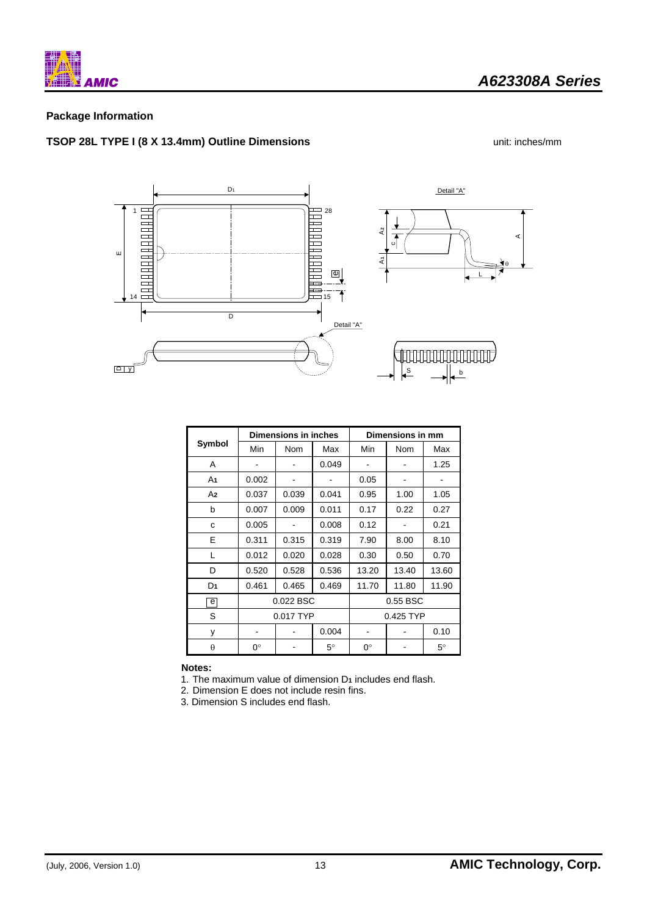## Package Information

### TSOP 28L TYPE I (8 X 13.4mm) Outline Dimensions

unit: inches/mm

| Symbol | Dimensions in inches | | | Dimensions in mm | | |
|---|---|---|---|---|---|---|
| | Min | Nom | Max | Min | Nom | Max |
| A | - | - | 0.049 | - | - | 1.25 |
| $A_1$ | 0.002 | - | - | 0.05 | - | - |
| $A_2$ | 0.037 | 0.039 | 0.041 | 0.95 | 1.00 | 1.05 |
| b | 0.007 | 0.009 | 0.011 | 0.17 | 0.22 | 0.27 |
| c | 0.005 | - | 0.008 | 0.12 | - | 0.21 |
| E | 0.311 | 0.315 | 0.319 | 7.90 | 8.00 | 8.10 |
| L | 0.012 | 0.020 | 0.028 | 0.30 | 0.50 | 0.70 |
| D | 0.520 | 0.528 | 0.536 | 13.20 | 13.40 | 13.60 |
| $D_1$ | 0.461 | 0.465 | 0.469 | 11.70 | 11.80 | 11.90 |
| e | 0.022 BSC | | | 0.55 BSC | | |
| S | 0.017 TYP | | | 0.425 TYP | | |
| y | - | - | 0.004 | - | - | 0.10 |
| $\theta$ | 0° | - | 5° | 0° | - | 5° |

**Notes:**

1. The maximum value of dimension $D_1$ includes end flash.
2. Dimension E does not include resin fins.
3. Dimension S includes end flash.